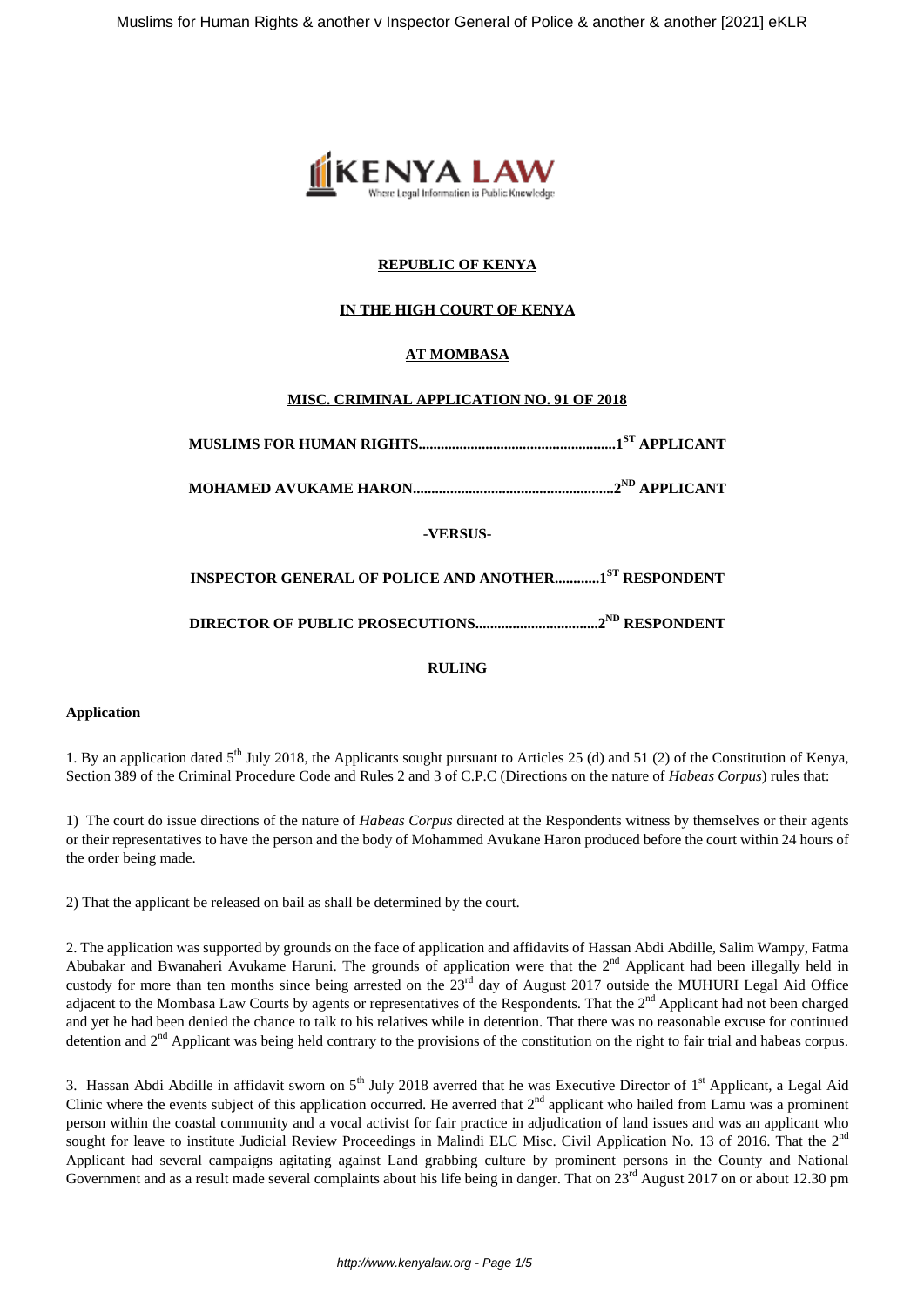**REPUBLIC OF KENYA**

**IN THE HIGH COURT OF KENYA**

**AT MOMBASA**

**MISC. CRIMINAL APPLICATION NO. 91 OF 2018**

**MUSLIMS FOR HUMAN RIGHTS....................................................1ST APPLICANT**

**MOHAMED AVUKAME HARON.....................................................2ND APPLICANT**

**-VERSUS-**

**INSPECTOR GENERAL OF POLICE AND ANOTHER............1ST RESPONDENT**

**DIRECTOR OF PUBLIC PROSECUTIONS................................2ND RESPONDENT**

**RULING**

**Application**

1. By an application dated 5th July 2018, the Applicants sought pursuant to Articles 25 (d) and 51 (2) of the Constitution of Kenya, Section 389 of the Criminal Procedure Code and Rules 2 and 3 of C.P.C (Directions on the nature of *Habeas Corpus*) rules that:

1) The court do issue directions of the nature of *Habeas Corpus* directed at the Respondents witness by themselves or their agents or their representatives to have the person and the body of Mohammed Avukane Haron produced before the court within 24 hours of the order being made.

2) That the applicant be released on bail as shall be determined by the court.

2. The application was supported by grounds on the face of application and affidavits of Hassan Abdi Abdille, Salim Wampy, Fatma Abubakar and Bwanaheri Avukame Haruni. The grounds of application were that the 2nd Applicant had been illegally held in custody for more than ten months since being arrested on the 23rd day of August 2017 outside the MUHURI Legal Aid Office adjacent to the Mombasa Law Courts by agents or representatives of the Respondents. That the 2nd Applicant had not been charged and yet he had been denied the chance to talk to his relatives while in detention. That there was no reasonable excuse for continued detention and 2nd Applicant was being held contrary to the provisions of the constitution on the right to fair trial and habeas corpus.

3. Hassan Abdi Abdille in affidavit sworn on 5th July 2018 averred that he was Executive Director of 1st Applicant, a Legal Aid Clinic where the events subject of this application occurred. He averred that 2nd applicant who hailed from Lamu was a prominent person within the coastal community and a vocal activist for fair practice in adjudication of land issues and was an applicant who sought for leave to institute Judicial Review Proceedings in Malindi ELC Misc. Civil Application No. 13 of 2016. That the 2nd Applicant had several campaigns agitating against Land grabbing culture by prominent persons in the County and National Government and as a result made several complaints about his life being in danger. That on 23rd August 2017 on or about 12.30 pm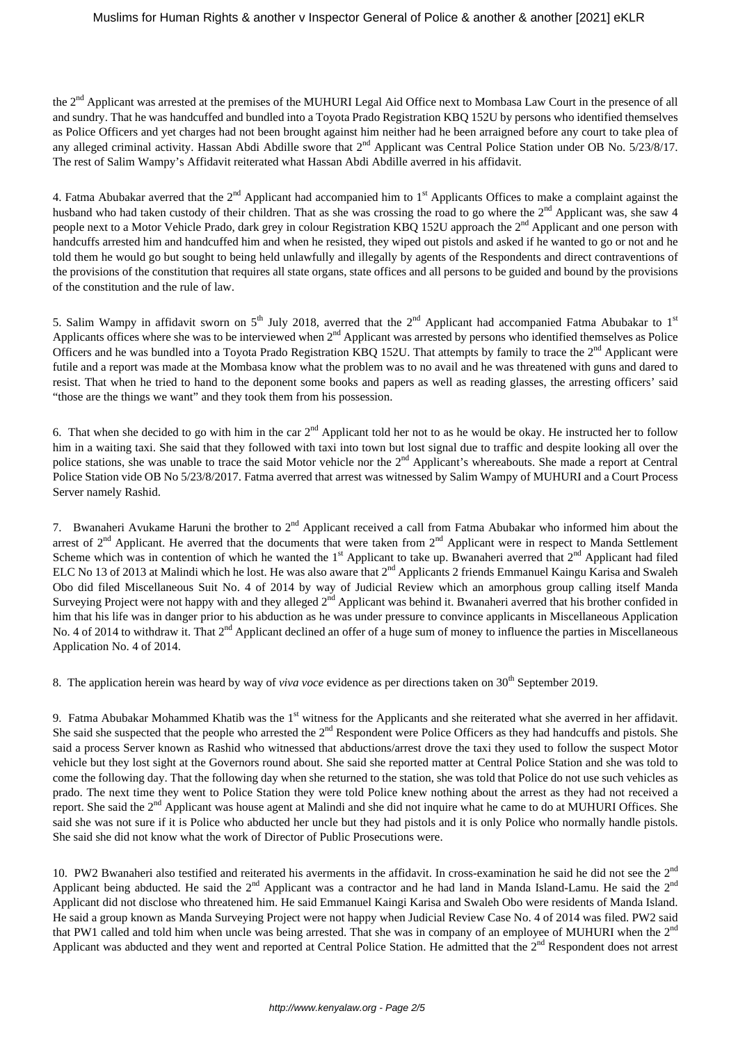the 2nd Applicant was arrested at the premises of the MUHURI Legal Aid Office next to Mombasa Law Court in the presence of all and sundry. That he was handcuffed and bundled into a Toyota Prado Registration KBQ 152U by persons who identified themselves as Police Officers and yet charges had not been brought against him neither had he been arraigned before any court to take plea of any alleged criminal activity. Hassan Abdi Abdille swore that 2nd Applicant was Central Police Station under OB No. 5/23/8/17. The rest of Salim Wampy's Affidavit reiterated what Hassan Abdi Abdille averred in his affidavit.

4. Fatma Abubakar averred that the 2nd Applicant had accompanied him to 1st Applicants Offices to make a complaint against the husband who had taken custody of their children. That as she was crossing the road to go where the 2nd Applicant was, she saw 4 people next to a Motor Vehicle Prado, dark grey in colour Registration KBQ 152U approach the 2nd Applicant and one person with handcuffs arrested him and handcuffed him and when he resisted, they wiped out pistols and asked if he wanted to go or not and he told them he would go but sought to being held unlawfully and illegally by agents of the Respondents and direct contraventions of the provisions of the constitution that requires all state organs, state offices and all persons to be guided and bound by the provisions of the constitution and the rule of law.

5. Salim Wampy in affidavit sworn on 5th July 2018, averred that the 2nd Applicant had accompanied Fatma Abubakar to 1st Applicants offices where she was to be interviewed when 2nd Applicant was arrested by persons who identified themselves as Police Officers and he was bundled into a Toyota Prado Registration KBQ 152U. That attempts by family to trace the 2nd Applicant were futile and a report was made at the Mombasa know what the problem was to no avail and he was threatened with guns and dared to resist. That when he tried to hand to the deponent some books and papers as well as reading glasses, the arresting officers' said "those are the things we want" and they took them from his possession.

6. That when she decided to go with him in the car 2nd Applicant told her not to as he would be okay. He instructed her to follow him in a waiting taxi. She said that they followed with taxi into town but lost signal due to traffic and despite looking all over the police stations, she was unable to trace the said Motor vehicle nor the 2nd Applicant's whereabouts. She made a report at Central Police Station vide OB No 5/23/8/2017. Fatma averred that arrest was witnessed by Salim Wampy of MUHURI and a Court Process Server namely Rashid.

7. Bwanaheri Avukame Haruni the brother to 2nd Applicant received a call from Fatma Abubakar who informed him about the arrest of 2nd Applicant. He averred that the documents that were taken from 2nd Applicant were in respect to Manda Settlement Scheme which was in contention of which he wanted the 1st Applicant to take up. Bwanaheri averred that 2nd Applicant had filed ELC No 13 of 2013 at Malindi which he lost. He was also aware that 2nd Applicants 2 friends Emmanuel Kaingu Karisa and Swaleh Obo did filed Miscellaneous Suit No. 4 of 2014 by way of Judicial Review which an amorphous group calling itself Manda Surveying Project were not happy with and they alleged 2nd Applicant was behind it. Bwanaheri averred that his brother confided in him that his life was in danger prior to his abduction as he was under pressure to convince applicants in Miscellaneous Application No. 4 of 2014 to withdraw it. That 2nd Applicant declined an offer of a huge sum of money to influence the parties in Miscellaneous Application No. 4 of 2014.

8. The application herein was heard by way of *viva voce* evidence as per directions taken on 30th September 2019.

9. Fatma Abubakar Mohammed Khatib was the 1st witness for the Applicants and she reiterated what she averred in her affidavit. She said she suspected that the people who arrested the 2nd Respondent were Police Officers as they had handcuffs and pistols. She said a process Server known as Rashid who witnessed that abductions/arrest drove the taxi they used to follow the suspect Motor vehicle but they lost sight at the Governors round about. She said she reported matter at Central Police Station and she was told to come the following day. That the following day when she returned to the station, she was told that Police do not use such vehicles as prado. The next time they went to Police Station they were told Police knew nothing about the arrest as they had not received a report. She said the 2nd Applicant was house agent at Malindi and she did not inquire what he came to do at MUHURI Offices. She said she was not sure if it is Police who abducted her uncle but they had pistols and it is only Police who normally handle pistols. She said she did not know what the work of Director of Public Prosecutions were.

10. PW2 Bwanaheri also testified and reiterated his averments in the affidavit. In cross-examination he said he did not see the 2nd Applicant being abducted. He said the 2nd Applicant was a contractor and he had land in Manda Island-Lamu. He said the 2nd Applicant did not disclose who threatened him. He said Emmanuel Kaingi Karisa and Swaleh Obo were residents of Manda Island. He said a group known as Manda Surveying Project were not happy when Judicial Review Case No. 4 of 2014 was filed. PW2 said that PW1 called and told him when uncle was being arrested. That she was in company of an employee of MUHURI when the 2nd Applicant was abducted and they went and reported at Central Police Station. He admitted that the 2nd Respondent does not arrest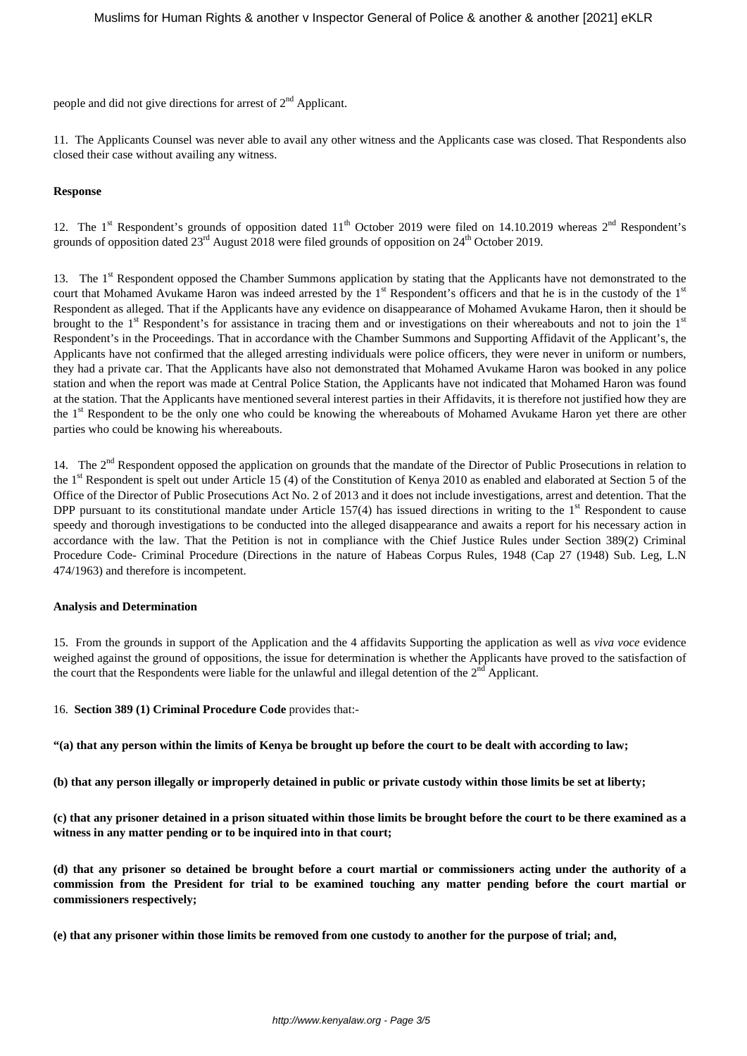people and did not give directions for arrest of 2nd Applicant.

11. The Applicants Counsel was never able to avail any other witness and the Applicants case was closed. That Respondents also closed their case without availing any witness.

**Response**

12. The 1st Respondent's grounds of opposition dated 11th October 2019 were filed on 14.10.2019 whereas 2nd Respondent's grounds of opposition dated 23rd August 2018 were filed grounds of opposition on 24th October 2019.

13. The 1st Respondent opposed the Chamber Summons application by stating that the Applicants have not demonstrated to the court that Mohamed Avukame Haron was indeed arrested by the 1st Respondent's officers and that he is in the custody of the 1st Respondent as alleged. That if the Applicants have any evidence on disappearance of Mohamed Avukame Haron, then it should be brought to the 1st Respondent's for assistance in tracing them and or investigations on their whereabouts and not to join the 1st Respondent's in the Proceedings. That in accordance with the Chamber Summons and Supporting Affidavit of the Applicant's, the Applicants have not confirmed that the alleged arresting individuals were police officers, they were never in uniform or numbers, they had a private car. That the Applicants have also not demonstrated that Mohamed Avukame Haron was booked in any police station and when the report was made at Central Police Station, the Applicants have not indicated that Mohamed Haron was found at the station. That the Applicants have mentioned several interest parties in their Affidavits, it is therefore not justified how they are the 1st Respondent to be the only one who could be knowing the whereabouts of Mohamed Avukame Haron yet there are other parties who could be knowing his whereabouts.

14. The 2nd Respondent opposed the application on grounds that the mandate of the Director of Public Prosecutions in relation to the 1st Respondent is spelt out under Article 15 (4) of the Constitution of Kenya 2010 as enabled and elaborated at Section 5 of the Office of the Director of Public Prosecutions Act No. 2 of 2013 and it does not include investigations, arrest and detention. That the DPP pursuant to its constitutional mandate under Article 157(4) has issued directions in writing to the 1st Respondent to cause speedy and thorough investigations to be conducted into the alleged disappearance and awaits a report for his necessary action in accordance with the law. That the Petition is not in compliance with the Chief Justice Rules under Section 389(2) Criminal Procedure Code- Criminal Procedure (Directions in the nature of Habeas Corpus Rules, 1948 (Cap 27 (1948) Sub. Leg, L.N 474/1963) and therefore is incompetent.

**Analysis and Determination**

15. From the grounds in support of the Application and the 4 affidavits Supporting the application as well as *viva voce* evidence weighed against the ground of oppositions, the issue for determination is whether the Applicants have proved to the satisfaction of the court that the Respondents were liable for the unlawful and illegal detention of the 2nd Applicant.

16. **Section 389 (1) Criminal Procedure Code** provides that:-

**"(a) that any person within the limits of Kenya be brought up before the court to be dealt with according to law;**

**(b) that any person illegally or improperly detained in public or private custody within those limits be set at liberty;**

**(c) that any prisoner detained in a prison situated within those limits be brought before the court to be there examined as a witness in any matter pending or to be inquired into in that court;**

**(d) that any prisoner so detained be brought before a court martial or commissioners acting under the authority of a commission from the President for trial to be examined touching any matter pending before the court martial or commissioners respectively;**

**(e) that any prisoner within those limits be removed from one custody to another for the purpose of trial; and,**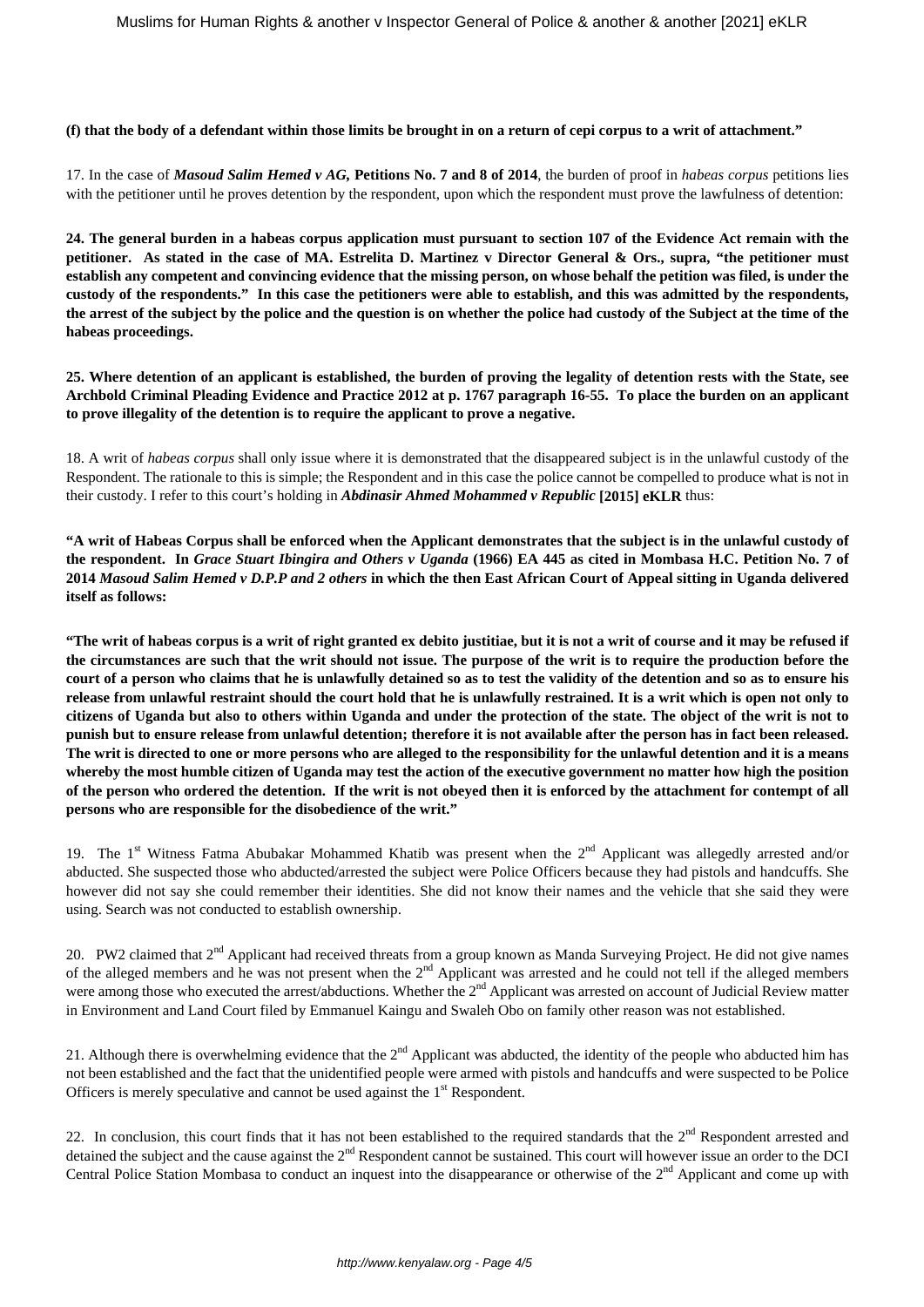**(f) that the body of a defendant within those limits be brought in on a return of cepi corpus to a writ of attachment."**

17. In the case of ***Masoud Salim Hemed v AG,*** **Petitions No. 7 and 8 of 2014**, the burden of proof in *habeas corpus* petitions lies with the petitioner until he proves detention by the respondent, upon which the respondent must prove the lawfulness of detention:

**24. The general burden in a habeas corpus application must pursuant to section 107 of the Evidence Act remain with the petitioner. As stated in the case of MA. Estrelita D. Martinez v Director General & Ors., supra, "the petitioner must establish any competent and convincing evidence that the missing person, on whose behalf the petition was filed, is under the custody of the respondents." In this case the petitioners were able to establish, and this was admitted by the respondents, the arrest of the subject by the police and the question is on whether the police had custody of the Subject at the time of the habeas proceedings.**

**25. Where detention of an applicant is established, the burden of proving the legality of detention rests with the State, see Archbold Criminal Pleading Evidence and Practice 2012 at p. 1767 paragraph 16-55. To place the burden on an applicant to prove illegality of the detention is to require the applicant to prove a negative.**

18. A writ of *habeas corpus* shall only issue where it is demonstrated that the disappeared subject is in the unlawful custody of the Respondent. The rationale to this is simple; the Respondent and in this case the police cannot be compelled to produce what is not in their custody. I refer to this court's holding in ***Abdinasir Ahmed Mohammed v Republic*** **[2015] eKLR** thus:

**"A writ of Habeas Corpus shall be enforced when the Applicant demonstrates that the subject is in the unlawful custody of the respondent. In *Grace Stuart Ibingira and Others v Uganda* (1966) EA 445 as cited in Mombasa H.C. Petition No. 7 of 2014 *Masoud Salim Hemed v D.P.P and 2 others* in which the then East African Court of Appeal sitting in Uganda delivered itself as follows:**

**"The writ of habeas corpus is a writ of right granted ex debito justitiae, but it is not a writ of course and it may be refused if the circumstances are such that the writ should not issue. The purpose of the writ is to require the production before the court of a person who claims that he is unlawfully detained so as to test the validity of the detention and so as to ensure his release from unlawful restraint should the court hold that he is unlawfully restrained. It is a writ which is open not only to citizens of Uganda but also to others within Uganda and under the protection of the state. The object of the writ is not to punish but to ensure release from unlawful detention; therefore it is not available after the person has in fact been released. The writ is directed to one or more persons who are alleged to the responsibility for the unlawful detention and it is a means whereby the most humble citizen of Uganda may test the action of the executive government no matter how high the position of the person who ordered the detention. If the writ is not obeyed then it is enforced by the attachment for contempt of all persons who are responsible for the disobedience of the writ."**

19. The 1st Witness Fatma Abubakar Mohammed Khatib was present when the 2nd Applicant was allegedly arrested and/or abducted. She suspected those who abducted/arrested the subject were Police Officers because they had pistols and handcuffs. She however did not say she could remember their identities. She did not know their names and the vehicle that she said they were using. Search was not conducted to establish ownership.

20. PW2 claimed that 2nd Applicant had received threats from a group known as Manda Surveying Project. He did not give names of the alleged members and he was not present when the 2nd Applicant was arrested and he could not tell if the alleged members were among those who executed the arrest/abductions. Whether the 2nd Applicant was arrested on account of Judicial Review matter in Environment and Land Court filed by Emmanuel Kaingu and Swaleh Obo on family other reason was not established.

21. Although there is overwhelming evidence that the 2nd Applicant was abducted, the identity of the people who abducted him has not been established and the fact that the unidentified people were armed with pistols and handcuffs and were suspected to be Police Officers is merely speculative and cannot be used against the 1st Respondent.

22. In conclusion, this court finds that it has not been established to the required standards that the 2nd Respondent arrested and detained the subject and the cause against the 2nd Respondent cannot be sustained. This court will however issue an order to the DCI Central Police Station Mombasa to conduct an inquest into the disappearance or otherwise of the 2nd Applicant and come up with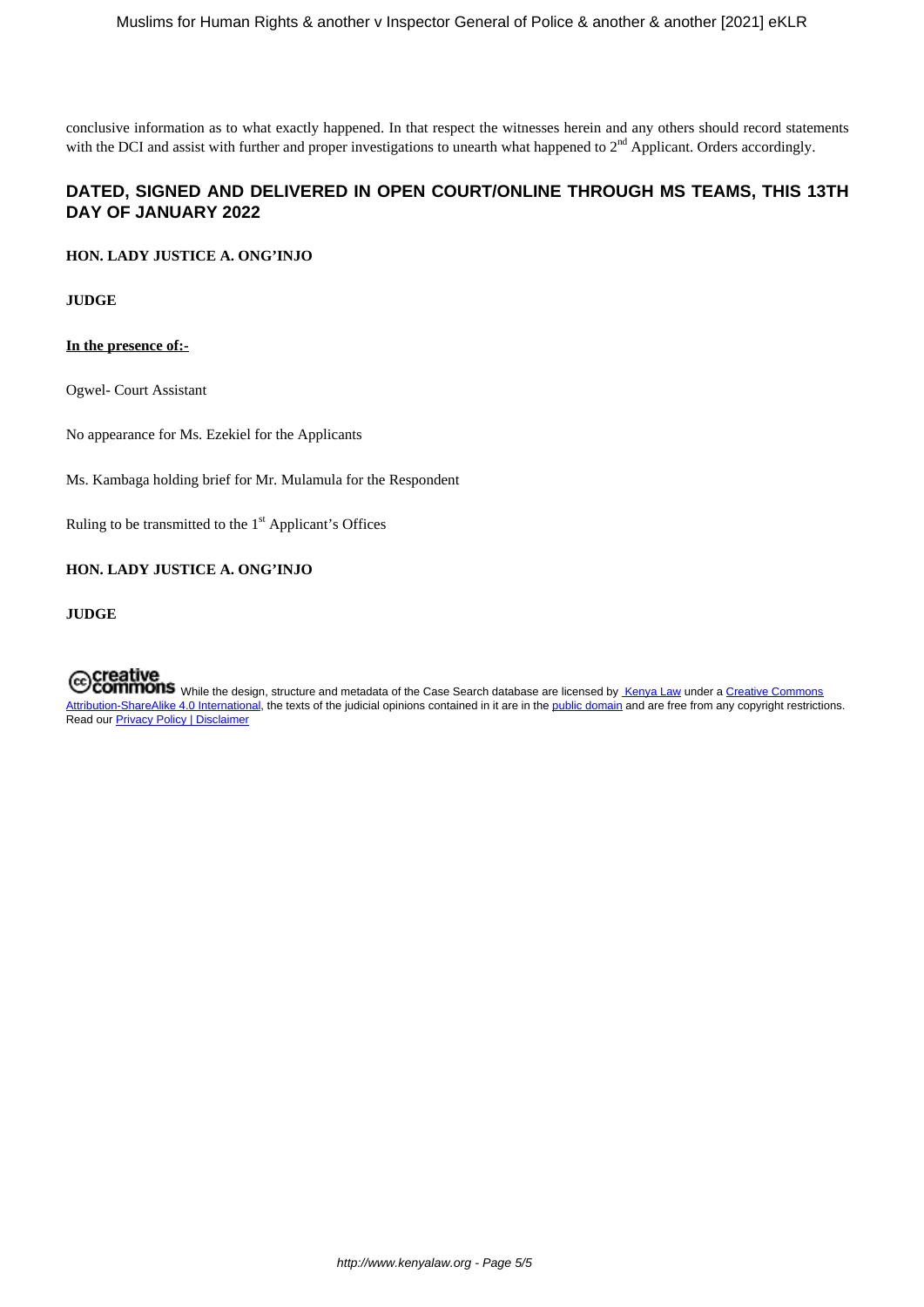conclusive information as to what exactly happened. In that respect the witnesses herein and any others should record statements with the DCI and assist with further and proper investigations to unearth what happened to 2nd Applicant. Orders accordingly.

## DATED, SIGNED AND DELIVERED IN OPEN COURT/ONLINE THROUGH MS TEAMS, THIS 13TH DAY OF JANUARY 2022

**HON. LADY JUSTICE A. ONG'INJO**

**JUDGE**

**In the presence of:-**

Ogwel- Court Assistant

No appearance for Ms. Ezekiel for the Applicants

Ms. Kambaga holding brief for Mr. Mulamula for the Respondent

Ruling to be transmitted to the 1st Applicant's Offices

**HON. LADY JUSTICE A. ONG'INJO**

**JUDGE**

While the design, structure and metadata of the Case Search database are licensed by Kenya Law under a Creative Commons Attribution-ShareAlike 4.0 International, the texts of the judicial opinions contained in it are in the public domain and are free from any copyright restrictions. Read our Privacy Policy | Disclaimer